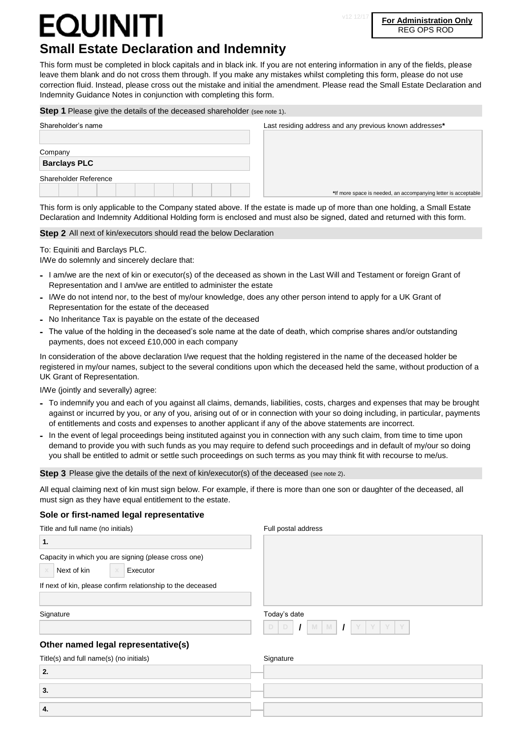# EQUINITI

v12 12/17

**For Administration Only**
REG OPS ROD

## Small Estate Declaration and Indemnity

This form must be completed in block capitals and in black ink. If you are not entering information in any of the fields, please leave them blank and do not cross them through. If you make any mistakes whilst completing this form, please do not use correction fluid. Instead, please cross out the mistake and initial the amendment. Please read the Small Estate Declaration and Indemnity Guidance Notes in conjunction with completing this form.

**Step 1** Please give the details of the deceased shareholder (see note 1).

Shareholder's name

Company

**Barclays PLC**

Shareholder Reference

Last residing address and any previous known addresses*

*If more space is needed, an accompanying letter is acceptable

This form is only applicable to the Company stated above. If the estate is made up of more than one holding, a Small Estate Declaration and Indemnity Additional Holding form is enclosed and must also be signed, dated and returned with this form.

**Step 2** All next of kin/executors should read the below Declaration

To: Equiniti and Barclays PLC.
I/We do solemnly and sincerely declare that:

- I am/we are the next of kin or executor(s) of the deceased as shown in the Last Will and Testament or foreign Grant of Representation and I am/we are entitled to administer the estate
- I/We do not intend nor, to the best of my/our knowledge, does any other person intend to apply for a UK Grant of Representation for the estate of the deceased
- No Inheritance Tax is payable on the estate of the deceased
- The value of the holding in the deceased's sole name at the date of death, which comprise shares and/or outstanding payments, does not exceed £10,000 in each company

In consideration of the above declaration I/we request that the holding registered in the name of the deceased holder be registered in my/our names, subject to the several conditions upon which the deceased held the same, without production of a UK Grant of Representation.

I/We (jointly and severally) agree:

- To indemnify you and each of you against all claims, demands, liabilities, costs, charges and expenses that may be brought against or incurred by you, or any of you, arising out of or in connection with your so doing including, in particular, payments of entitlements and costs and expenses to another applicant if any of the above statements are incorrect.
- In the event of legal proceedings being instituted against you in connection with any such claim, from time to time upon demand to provide you with such funds as you may require to defend such proceedings and in default of my/our so doing you shall be entitled to admit or settle such proceedings on such terms as you may think fit with recourse to me/us.

**Step 3** Please give the details of the next of kin/executor(s) of the deceased (see note 2).

All equal claiming next of kin must sign below. For example, if there is more than one son or daughter of the deceased, all must sign as they have equal entitlement to the estate.

### Sole or first-named legal representative

Title and full name (no initials)

1.

Capacity in which you are signing (please cross one)

☐ Next of kin ☐ Executor

If next of kin, please confirm relationship to the deceased

Signature

Full postal address

Today's date

D D / M M / Y Y Y Y

### Other named legal representative(s)

| Title(s) and full name(s) (no initials) | Signature |
|---|---|
| 2. | |
| 3. | |
| 4. | |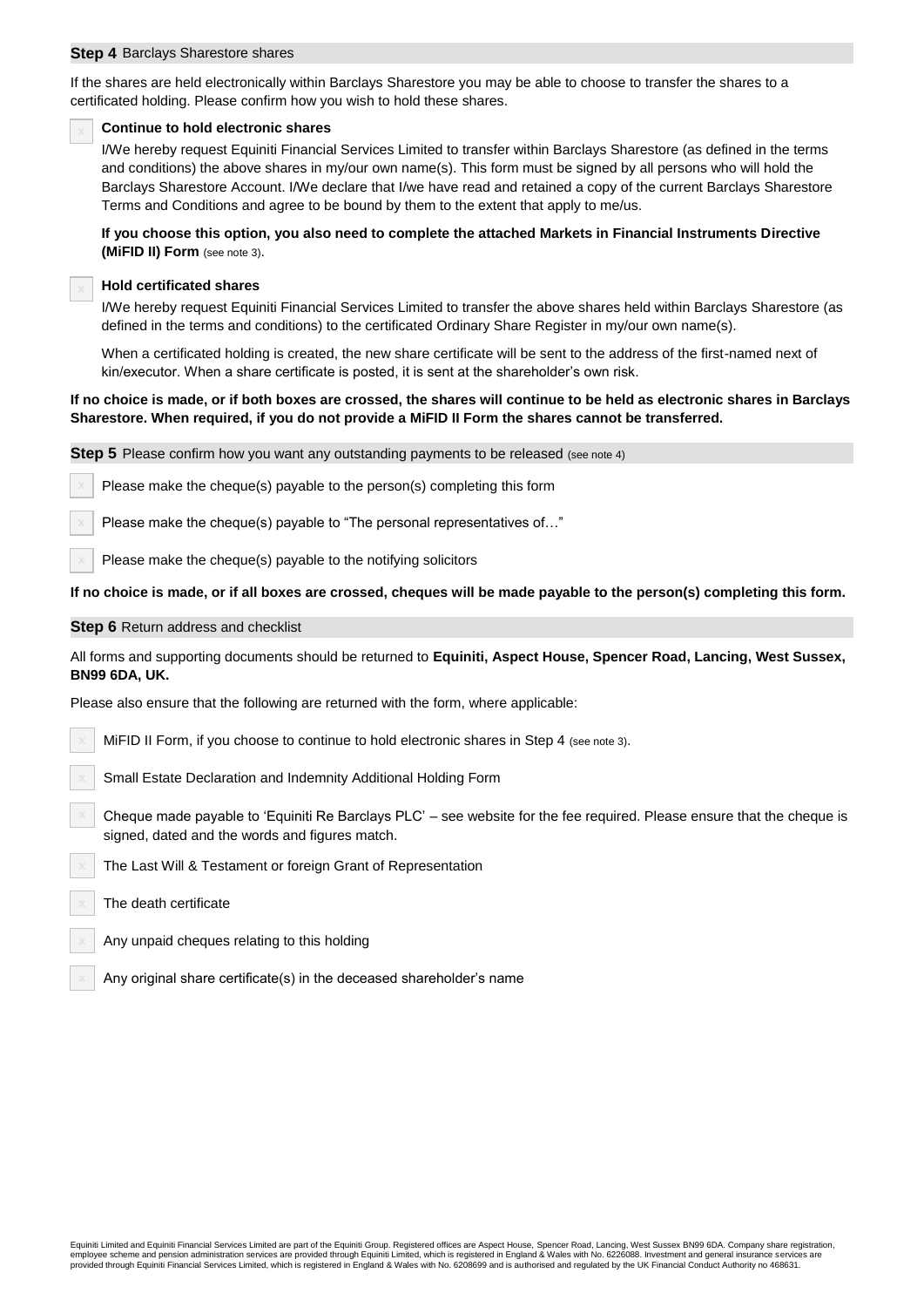**Step 4** Barclays Sharestore shares

If the shares are held electronically within Barclays Sharestore you may be able to choose to transfer the shares to a certificated holding. Please confirm how you wish to hold these shares.

- [ ] **Continue to hold electronic shares**

  I/We hereby request Equiniti Financial Services Limited to transfer within Barclays Sharestore (as defined in the terms and conditions) the above shares in my/our own name(s). This form must be signed by all persons who will hold the Barclays Sharestore Account. I/We declare that I/we have read and retained a copy of the current Barclays Sharestore Terms and Conditions and agree to be bound by them to the extent that apply to me/us.

  **If you choose this option, you also need to complete the attached Markets in Financial Instruments Directive (MiFID II) Form** (see note 3).

- [ ] **Hold certificated shares**

  I/We hereby request Equiniti Financial Services Limited to transfer the above shares held within Barclays Sharestore (as defined in the terms and conditions) to the certificated Ordinary Share Register in my/our own name(s).

  When a certificated holding is created, the new share certificate will be sent to the address of the first-named next of kin/executor. When a share certificate is posted, it is sent at the shareholder's own risk.

**If no choice is made, or if both boxes are crossed, the shares will continue to be held as electronic shares in Barclays Sharestore. When required, if you do not provide a MiFID II Form the shares cannot be transferred.**

**Step 5** Please confirm how you want any outstanding payments to be released (see note 4)

- [ ] Please make the cheque(s) payable to the person(s) completing this form
- [ ] Please make the cheque(s) payable to "The personal representatives of…"
- [ ] Please make the cheque(s) payable to the notifying solicitors

**If no choice is made, or if all boxes are crossed, cheques will be made payable to the person(s) completing this form.**

**Step 6** Return address and checklist

All forms and supporting documents should be returned to **Equiniti, Aspect House, Spencer Road, Lancing, West Sussex, BN99 6DA, UK.**

Please also ensure that the following are returned with the form, where applicable:

- [ ] MiFID II Form, if you choose to continue to hold electronic shares in Step 4 (see note 3).
- [ ] Small Estate Declaration and Indemnity Additional Holding Form
- [ ] Cheque made payable to 'Equiniti Re Barclays PLC' – see website for the fee required. Please ensure that the cheque is signed, dated and the words and figures match.
- [ ] The Last Will & Testament or foreign Grant of Representation
- [ ] The death certificate
- [ ] Any unpaid cheques relating to this holding
- [ ] Any original share certificate(s) in the deceased shareholder's name

Equiniti Limited and Equiniti Financial Services Limited are part of the Equiniti Group. Registered offices are Aspect House, Spencer Road, Lancing, West Sussex BN99 6DA. Company share registration, employee scheme and pension administration services are provided through Equiniti Limited, which is registered in England & Wales with No. 6226088. Investment and general insurance services are provided through Equiniti Financial Services Limited, which is registered in England & Wales with No. 6208699 and is authorised and regulated by the UK Financial Conduct Authority no 468631.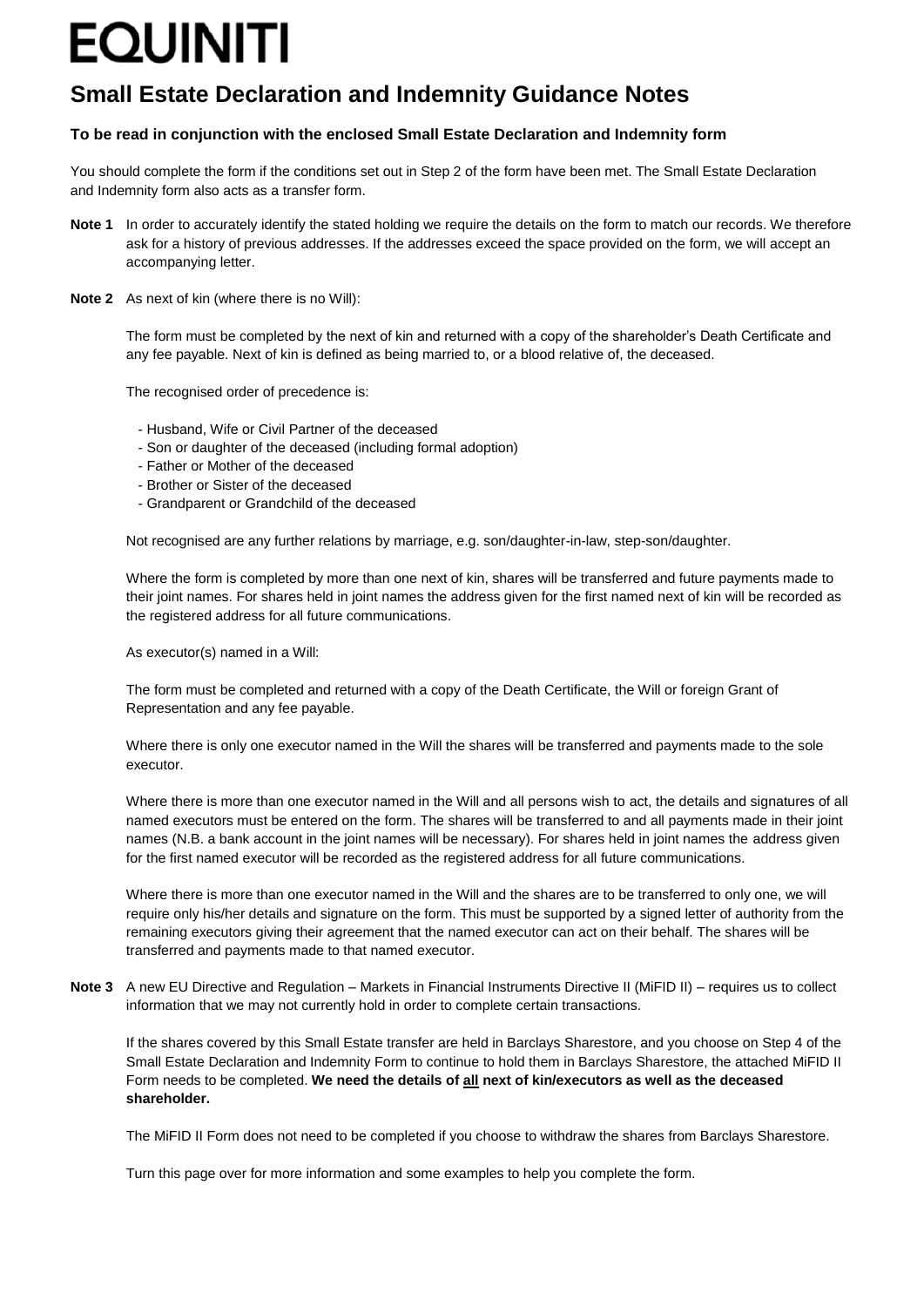# EQUINITI

## Small Estate Declaration and Indemnity Guidance Notes

### To be read in conjunction with the enclosed Small Estate Declaration and Indemnity form

You should complete the form if the conditions set out in Step 2 of the form have been met. The Small Estate Declaration and Indemnity form also acts as a transfer form.

**Note 1** In order to accurately identify the stated holding we require the details on the form to match our records. We therefore ask for a history of previous addresses. If the addresses exceed the space provided on the form, we will accept an accompanying letter.

**Note 2** As next of kin (where there is no Will):

The form must be completed by the next of kin and returned with a copy of the shareholder's Death Certificate and any fee payable. Next of kin is defined as being married to, or a blood relative of, the deceased.

The recognised order of precedence is:

- Husband, Wife or Civil Partner of the deceased
- Son or daughter of the deceased (including formal adoption)
- Father or Mother of the deceased
- Brother or Sister of the deceased
- Grandparent or Grandchild of the deceased

Not recognised are any further relations by marriage, e.g. son/daughter-in-law, step-son/daughter.

Where the form is completed by more than one next of kin, shares will be transferred and future payments made to their joint names. For shares held in joint names the address given for the first named next of kin will be recorded as the registered address for all future communications.

As executor(s) named in a Will:

The form must be completed and returned with a copy of the Death Certificate, the Will or foreign Grant of Representation and any fee payable.

Where there is only one executor named in the Will the shares will be transferred and payments made to the sole executor.

Where there is more than one executor named in the Will and all persons wish to act, the details and signatures of all named executors must be entered on the form. The shares will be transferred to and all payments made in their joint names (N.B. a bank account in the joint names will be necessary). For shares held in joint names the address given for the first named executor will be recorded as the registered address for all future communications.

Where there is more than one executor named in the Will and the shares are to be transferred to only one, we will require only his/her details and signature on the form. This must be supported by a signed letter of authority from the remaining executors giving their agreement that the named executor can act on their behalf. The shares will be transferred and payments made to that named executor.

**Note 3** A new EU Directive and Regulation – Markets in Financial Instruments Directive II (MiFID II) – requires us to collect information that we may not currently hold in order to complete certain transactions.

If the shares covered by this Small Estate transfer are held in Barclays Sharestore, and you choose on Step 4 of the Small Estate Declaration and Indemnity Form to continue to hold them in Barclays Sharestore, the attached MiFID II Form needs to be completed. **We need the details of <u>all</u> next of kin/executors as well as the deceased shareholder.**

The MiFID II Form does not need to be completed if you choose to withdraw the shares from Barclays Sharestore.

Turn this page over for more information and some examples to help you complete the form.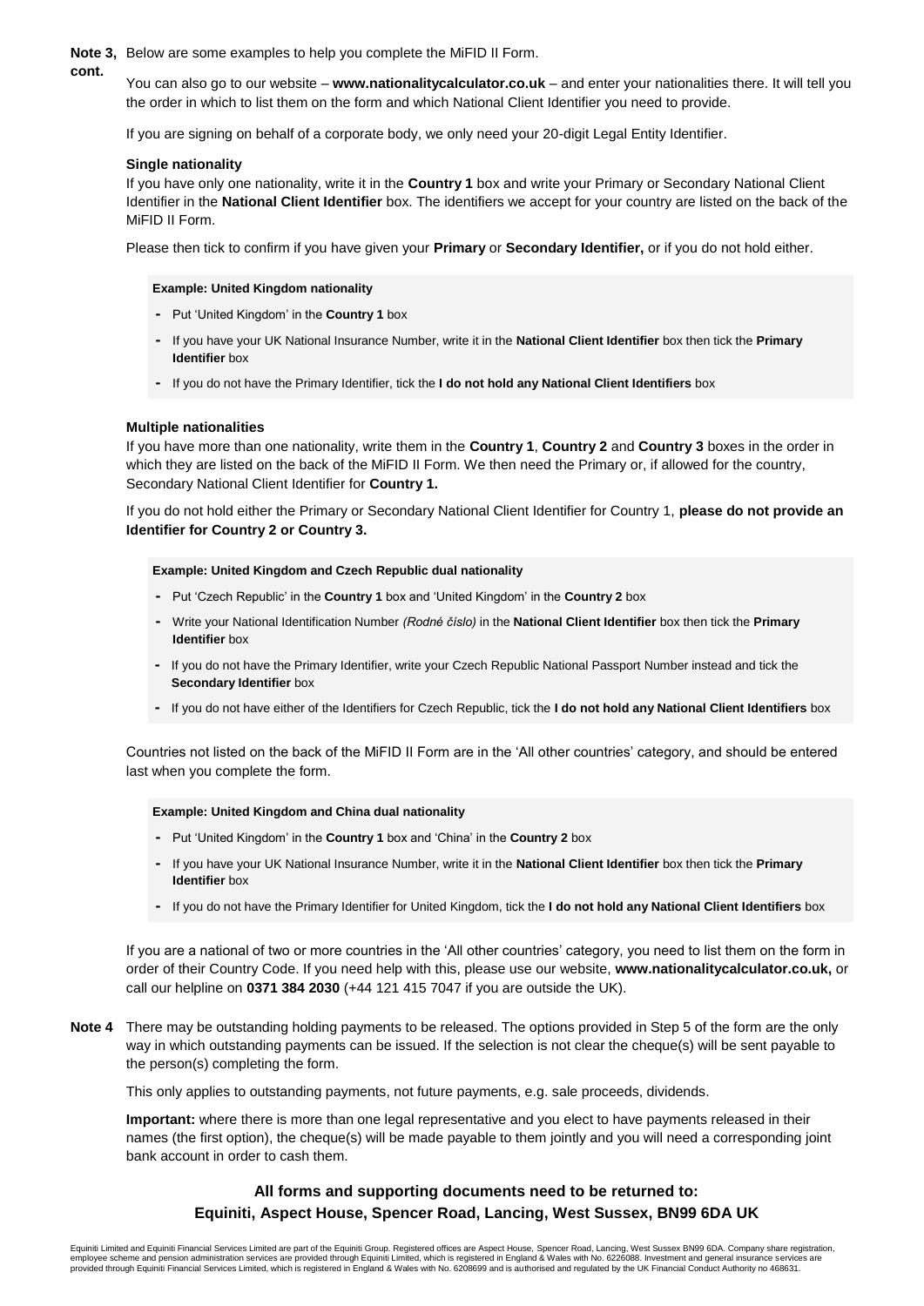**Note 3, cont.** Below are some examples to help you complete the MiFID II Form.

You can also go to our website – **www.nationalitycalculator.co.uk** – and enter your nationalities there. It will tell you the order in which to list them on the form and which National Client Identifier you need to provide.

If you are signing on behalf of a corporate body, we only need your 20-digit Legal Entity Identifier.

**Single nationality**

If you have only one nationality, write it in the **Country 1** box and write your Primary or Secondary National Client Identifier in the **National Client Identifier** box. The identifiers we accept for your country are listed on the back of the MiFID II Form.

Please then tick to confirm if you have given your **Primary** or **Secondary Identifier,** or if you do not hold either.

**Example: United Kingdom nationality**

- Put 'United Kingdom' in the **Country 1** box
- If you have your UK National Insurance Number, write it in the **National Client Identifier** box then tick the **Primary Identifier** box
- If you do not have the Primary Identifier, tick the **I do not hold any National Client Identifiers** box

**Multiple nationalities**

If you have more than one nationality, write them in the **Country 1**, **Country 2** and **Country 3** boxes in the order in which they are listed on the back of the MiFID II Form. We then need the Primary or, if allowed for the country, Secondary National Client Identifier for **Country 1.**

If you do not hold either the Primary or Secondary National Client Identifier for Country 1, **please do not provide an Identifier for Country 2 or Country 3.**

**Example: United Kingdom and Czech Republic dual nationality**

- Put 'Czech Republic' in the **Country 1** box and 'United Kingdom' in the **Country 2** box
- Write your National Identification Number *(Rodné číslo)* in the **National Client Identifier** box then tick the **Primary Identifier** box
- If you do not have the Primary Identifier, write your Czech Republic National Passport Number instead and tick the **Secondary Identifier** box
- If you do not have either of the Identifiers for Czech Republic, tick the **I do not hold any National Client Identifiers** box

Countries not listed on the back of the MiFID II Form are in the 'All other countries' category, and should be entered last when you complete the form.

**Example: United Kingdom and China dual nationality**

- Put 'United Kingdom' in the **Country 1** box and 'China' in the **Country 2** box
- If you have your UK National Insurance Number, write it in the **National Client Identifier** box then tick the **Primary Identifier** box
- If you do not have the Primary Identifier for United Kingdom, tick the **I do not hold any National Client Identifiers** box

If you are a national of two or more countries in the 'All other countries' category, you need to list them on the form in order of their Country Code. If you need help with this, please use our website, **www.nationalitycalculator.co.uk,** or call our helpline on **0371 384 2030** (+44 121 415 7047 if you are outside the UK).

**Note 4** There may be outstanding holding payments to be released. The options provided in Step 5 of the form are the only way in which outstanding payments can be issued. If the selection is not clear the cheque(s) will be sent payable to the person(s) completing the form.

This only applies to outstanding payments, not future payments, e.g. sale proceeds, dividends.

**Important:** where there is more than one legal representative and you elect to have payments released in their names (the first option), the cheque(s) will be made payable to them jointly and you will need a corresponding joint bank account in order to cash them.

**All forms and supporting documents need to be returned to:**
**Equiniti, Aspect House, Spencer Road, Lancing, West Sussex, BN99 6DA UK**

Equiniti Limited and Equiniti Financial Services Limited are part of the Equiniti Group. Registered offices are Aspect House, Spencer Road, Lancing, West Sussex BN99 6DA. Company share registration, employee scheme and pension administration services are provided through Equiniti Limited, which is registered in England & Wales with No. 6226088. Investment and general insurance services are provided through Equiniti Financial Services Limited, which is registered in England & Wales with No. 6208699 and is authorised and regulated by the UK Financial Conduct Authority no 468631.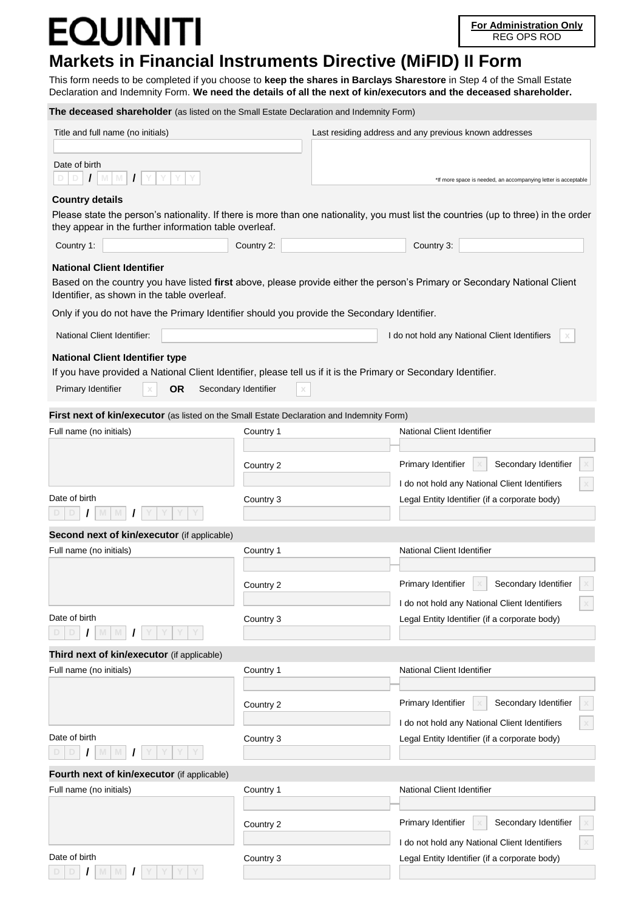# EQUINITI

**For Administration Only**
REG OPS ROD

# Markets in Financial Instruments Directive (MiFID) II Form

This form needs to be completed if you choose to **keep the shares in Barclays Sharestore** in Step 4 of the Small Estate Declaration and Indemnity Form. **We need the details of all the next of kin/executors and the deceased shareholder.**

## The deceased shareholder (as listed on the Small Estate Declaration and Indemnity Form)

Title and full name (no initials)

Date of birth

D D / M M / Y Y Y Y

Last residing address and any previous known addresses

*If more space is needed, an accompanying letter is acceptable

### Country details

Please state the person's nationality. If there is more than one nationality, you must list the countries (up to three) in the order they appear in the further information table overleaf.

Country 1: Country 2: Country 3:

### National Client Identifier

Based on the country you have listed **first** above, please provide either the person's Primary or Secondary National Client Identifier, as shown in the table overleaf.

Only if you do not have the Primary Identifier should you provide the Secondary Identifier.

National Client Identifier: I do not hold any National Client Identifiers ☐

### National Client Identifier type

If you have provided a National Client Identifier, please tell us if it is the Primary or Secondary Identifier.

Primary Identifier ☐ **OR** Secondary Identifier ☐

## First next of kin/executor (as listed on the Small Estate Declaration and Indemnity Form)

Full name (no initials)

Date of birth

D D / M M / Y Y Y Y

Country 1

Country 2

Country 3

National Client Identifier

Primary Identifier ☐ Secondary Identifier ☐

I do not hold any National Client Identifiers ☐

Legal Entity Identifier (if a corporate body)

## Second next of kin/executor (if applicable)

Full name (no initials)

Date of birth

D D / M M / Y Y Y Y

Country 1

Country 2

Country 3

National Client Identifier

Primary Identifier ☐ Secondary Identifier ☐

I do not hold any National Client Identifiers ☐

Legal Entity Identifier (if a corporate body)

## Third next of kin/executor (if applicable)

Full name (no initials)

Date of birth

D D / M M / Y Y Y Y

Country 1

Country 2

Country 3

National Client Identifier

Primary Identifier ☐ Secondary Identifier ☐

I do not hold any National Client Identifiers ☐

Legal Entity Identifier (if a corporate body)

## Fourth next of kin/executor (if applicable)

Full name (no initials)

Date of birth

D D / M M / Y Y Y Y

Country 1

Country 2

Country 3

National Client Identifier

Primary Identifier ☐ Secondary Identifier ☐

I do not hold any National Client Identifiers ☐

Legal Entity Identifier (if a corporate body)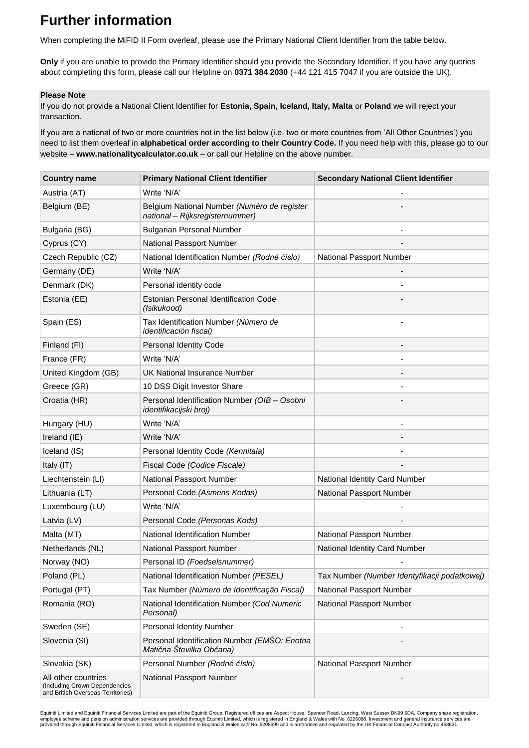# Further information

When completing the MiFID II Form overleaf, please use the Primary National Client Identifier from the table below.

**Only** if you are unable to provide the Primary Identifier should you provide the Secondary Identifier. If you have any queries about completing this form, please call our Helpline on **0371 384 2030** (+44 121 415 7047 if you are outside the UK).

**Please Note**

If you do not provide a National Client Identifier for **Estonia, Spain, Iceland, Italy, Malta** or **Poland** we will reject your transaction.

If you are a national of two or more countries not in the list below (i.e. two or more countries from 'All Other Countries') you need to list them overleaf in **alphabetical order according to their Country Code.** If you need help with this, please go to our website – **www.nationalitycalculator.co.uk** – or call our Helpline on the above number.

| Country name | Primary National Client Identifier | Secondary National Client Identifier |
|---|---|---|
| Austria (AT) | Write 'N/A' | - |
| Belgium (BE) | Belgium National Number *(Numéro de register national – Rijksregisternummer)* | - |
| Bulgaria (BG) | Bulgarian Personal Number | - |
| Cyprus (CY) | National Passport Number | - |
| Czech Republic (CZ) | National Identification Number *(Rodné číslo)* | National Passport Number |
| Germany (DE) | Write 'N/A' | - |
| Denmark (DK) | Personal identity code | - |
| Estonia (EE) | Estonian Personal Identification Code *(Isikukood)* | - |
| Spain (ES) | Tax Identification Number *(Número de identificación fiscal)* | - |
| Finland (FI) | Personal Identity Code | - |
| France (FR) | Write 'N/A' | - |
| United Kingdom (GB) | UK National Insurance Number | - |
| Greece (GR) | 10 DSS Digit Investor Share | - |
| Croatia (HR) | Personal Identification Number *(OIB – Osobni identifikacijski broj)* | - |
| Hungary (HU) | Write 'N/A' | - |
| Ireland (IE) | Write 'N/A' | - |
| Iceland (IS) | Personal Identity Code *(Kennitala)* | - |
| Italy (IT) | Fiscal Code *(Codice Fiscale)* | - |
| Liechtenstein (LI) | National Passport Number | National Identity Card Number |
| Lithuania (LT) | Personal Code *(Asmens Kodas)* | National Passport Number |
| Luxembourg (LU) | Write 'N/A' | - |
| Latvia (LV) | Personal Code *(Personas Kods)* | - |
| Malta (MT) | National Identification Number | National Passport Number |
| Netherlands (NL) | National Passport Number | National Identity Card Number |
| Norway (NO) | Personal ID *(Foedselsnummer)* | - |
| Poland (PL) | National Identification Number *(PESEL)* | Tax Number *(Number Identyfikacji podatkowej)* |
| Portugal (PT) | Tax Number *(Número de Identificação Fiscal)* | National Passport Number |
| Romania (RO) | National Identification Number *(Cod Numeric Personal)* | National Passport Number |
| Sweden (SE) | Personal Identity Number | - |
| Slovenia (SI) | Personal Identification Number *(EMŠO: Enotna Matična Številka Občana)* | - |
| Slovakia (SK) | Personal Number *(Rodné číslo)* | National Passport Number |
| All other countries (Including Crown Dependencies and British Overseas Territories) | National Passport Number | - |

Equiniti Limited and Equiniti Financial Services Limited are part of the Equiniti Group. Registered offices are Aspect House, Spencer Road, Lancing, West Sussex BN99 6DA. Company share registration, employee scheme and pension administration services are provided through Equiniti Limited, which is registered in England & Wales with No. 6226088. Investment and general insurance services are provided through Equiniti Financial Services Limited, which is registered in England & Wales with No. 6208699 and is authorised and regulated by the UK Financial Conduct Authority no 468631.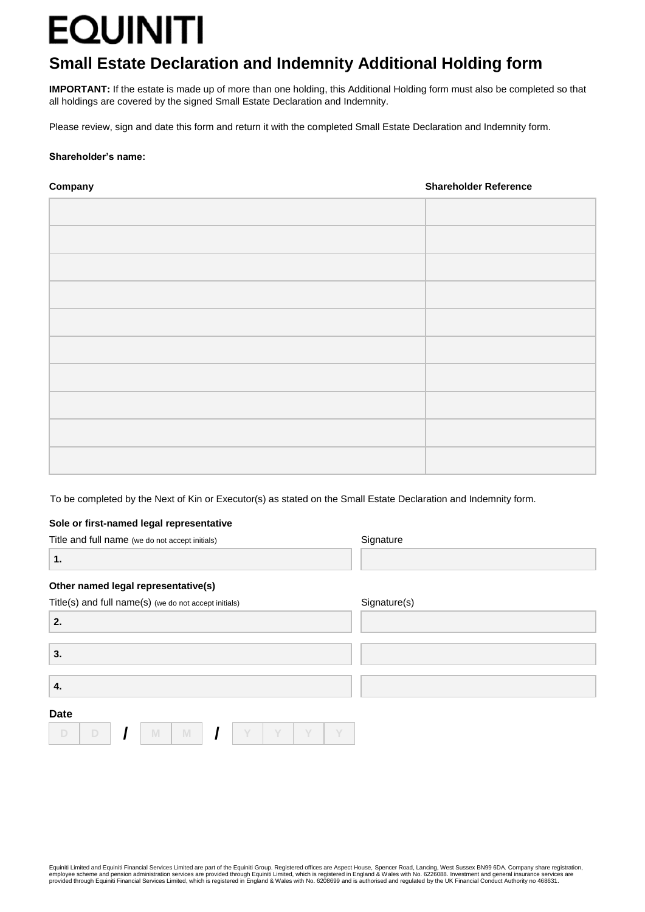# EQUINITI

## Small Estate Declaration and Indemnity Additional Holding form

**IMPORTANT:** If the estate is made up of more than one holding, this Additional Holding form must also be completed so that all holdings are covered by the signed Small Estate Declaration and Indemnity.

Please review, sign and date this form and return it with the completed Small Estate Declaration and Indemnity form.

**Shareholder's name:**

| Company | Shareholder Reference |
|---|---|
| | |
| | |
| | |
| | |
| | |
| | |
| | |
| | |
| | |
| | |

To be completed by the Next of Kin or Executor(s) as stated on the Small Estate Declaration and Indemnity form.

**Sole or first-named legal representative**

| Title and full name (we do not accept initials) | Signature |
|---|---|
| 1. | |

**Other named legal representative(s)**

| Title(s) and full name(s) (we do not accept initials) | Signature(s) |
|---|---|
| 2. | |
| 3. | |
| 4. | |

**Date**

D D / M M / Y Y Y Y

Equiniti Limited and Equiniti Financial Services Limited are part of the Equiniti Group. Registered offices are Aspect House, Spencer Road, Lancing, West Sussex BN99 6DA. Company share registration, employee scheme and pension administration services are provided through Equiniti Limited, which is registered in England & Wales with No. 6226088. Investment and general insurance services are provided through Equiniti Financial Services Limited, which is registered in England & Wales with No. 6208699 and is authorised and regulated by the UK Financial Conduct Authority no 468631.